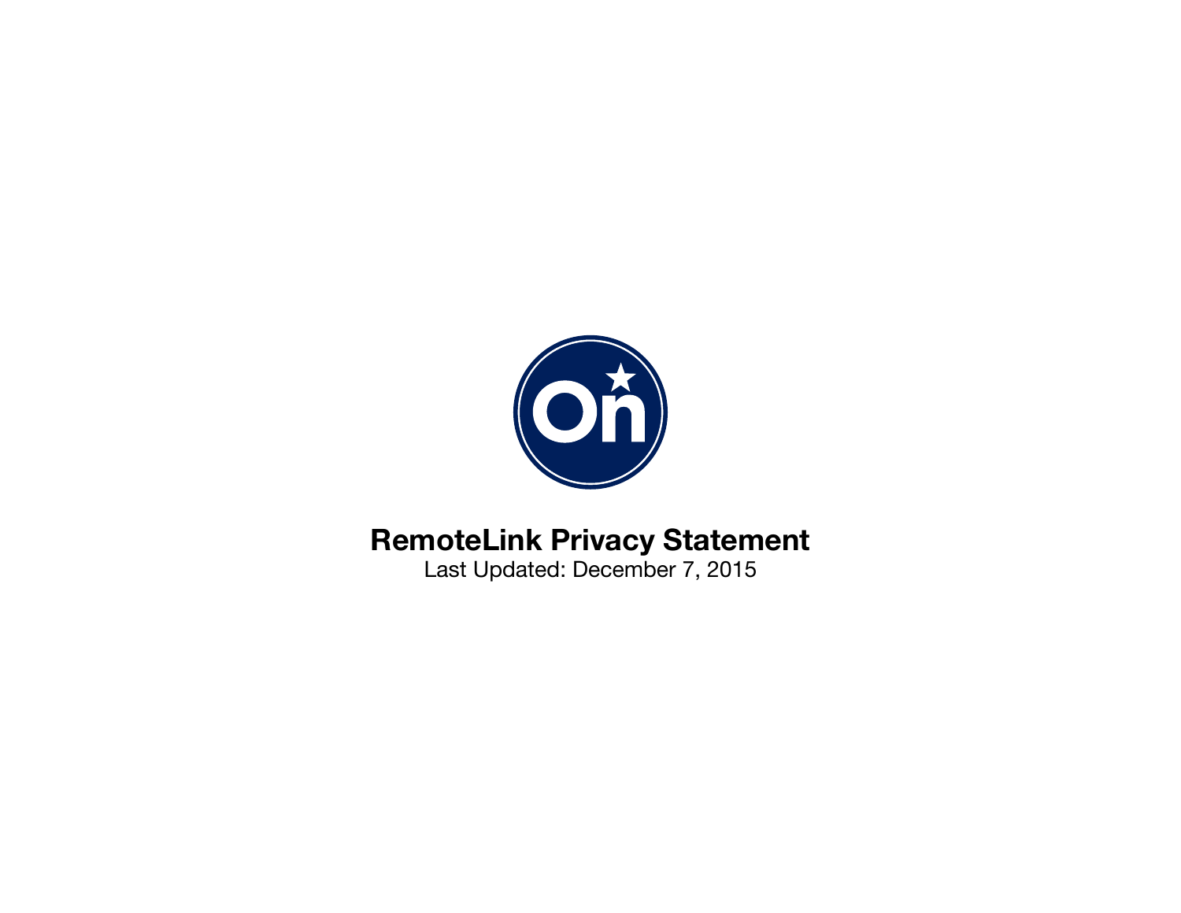# RemoteLink Privacy Statement

Last Updated: December 7, 2015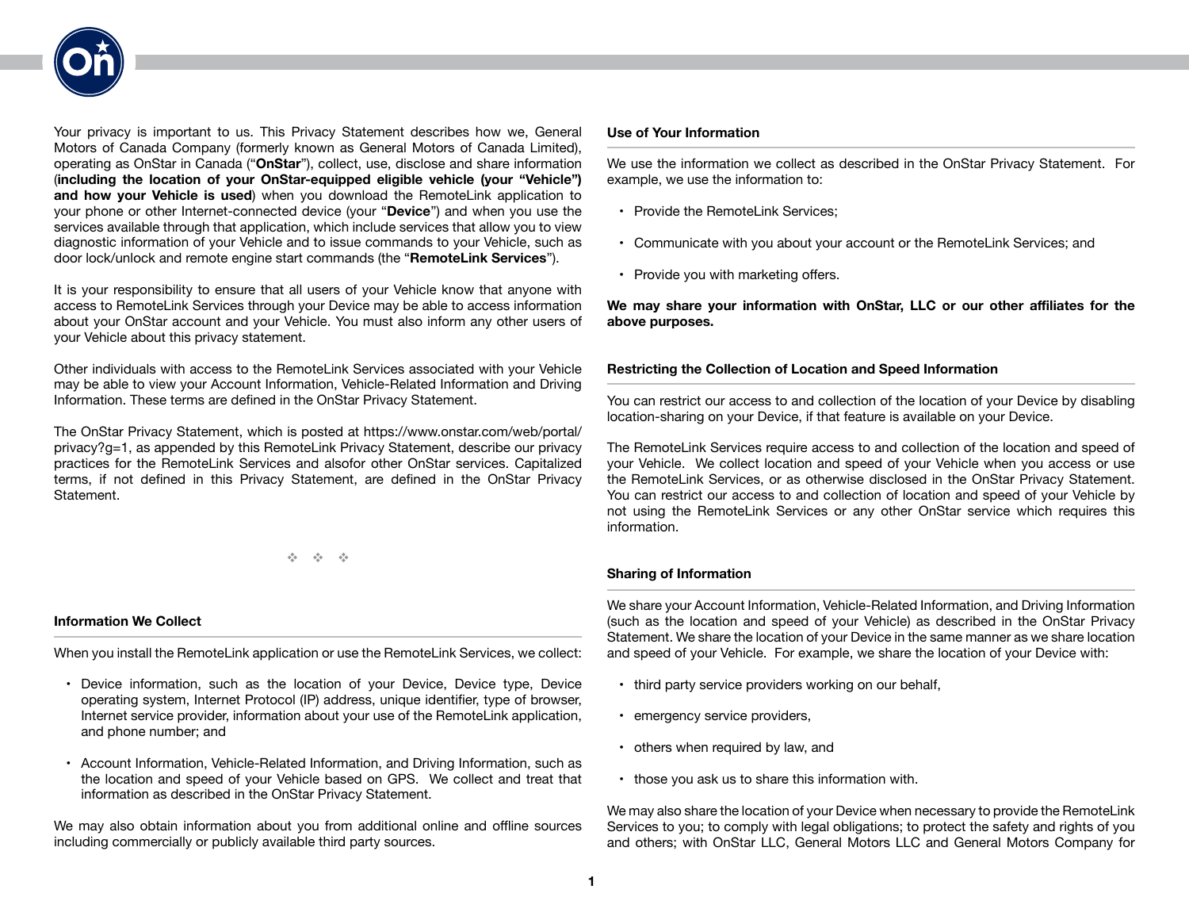Your privacy is important to us. This Privacy Statement describes how we, General Motors of Canada Company (formerly known as General Motors of Canada Limited), operating as OnStar in Canada ("**OnStar**"), collect, use, disclose and share information (**including the location of your OnStar-equipped eligible vehicle (your "Vehicle") and how your Vehicle is used**) when you download the RemoteLink application to your phone or other Internet-connected device (your "**Device**") and when you use the services available through that application, which include services that allow you to view diagnostic information of your Vehicle and to issue commands to your Vehicle, such as door lock/unlock and remote engine start commands (the "**RemoteLink Services**").

It is your responsibility to ensure that all users of your Vehicle know that anyone with access to RemoteLink Services through your Device may be able to access information about your OnStar account and your Vehicle. You must also inform any other users of your Vehicle about this privacy statement.

Other individuals with access to the RemoteLink Services associated with your Vehicle may be able to view your Account Information, Vehicle-Related Information and Driving Information. These terms are defined in the OnStar Privacy Statement.

The OnStar Privacy Statement, which is posted at https://www.onstar.com/web/portal/privacy?g=1, as appended by this RemoteLink Privacy Statement, describe our privacy practices for the RemoteLink Services and alsofor other OnStar services. Capitalized terms, if not defined in this Privacy Statement, are defined in the OnStar Privacy Statement.

❖ ❖ ❖

## Information We Collect

When you install the RemoteLink application or use the RemoteLink Services, we collect:

- Device information, such as the location of your Device, Device type, Device operating system, Internet Protocol (IP) address, unique identifier, type of browser, Internet service provider, information about your use of the RemoteLink application, and phone number; and
- Account Information, Vehicle-Related Information, and Driving Information, such as the location and speed of your Vehicle based on GPS. We collect and treat that information as described in the OnStar Privacy Statement.

We may also obtain information about you from additional online and offline sources including commercially or publicly available third party sources.

## Use of Your Information

We use the information we collect as described in the OnStar Privacy Statement. For example, we use the information to:

- Provide the RemoteLink Services;
- Communicate with you about your account or the RemoteLink Services; and
- Provide you with marketing offers.

**We may share your information with OnStar, LLC or our other affiliates for the above purposes.**

## Restricting the Collection of Location and Speed Information

You can restrict our access to and collection of the location of your Device by disabling location-sharing on your Device, if that feature is available on your Device.

The RemoteLink Services require access to and collection of the location and speed of your Vehicle. We collect location and speed of your Vehicle when you access or use the RemoteLink Services, or as otherwise disclosed in the OnStar Privacy Statement. You can restrict our access to and collection of location and speed of your Vehicle by not using the RemoteLink Services or any other OnStar service which requires this information.

## Sharing of Information

We share your Account Information, Vehicle-Related Information, and Driving Information (such as the location and speed of your Vehicle) as described in the OnStar Privacy Statement. We share the location of your Device in the same manner as we share location and speed of your Vehicle. For example, we share the location of your Device with:

- third party service providers working on our behalf,
- emergency service providers,
- others when required by law, and
- those you ask us to share this information with.

We may also share the location of your Device when necessary to provide the RemoteLink Services to you; to comply with legal obligations; to protect the safety and rights of you and others; with OnStar LLC, General Motors LLC and General Motors Company for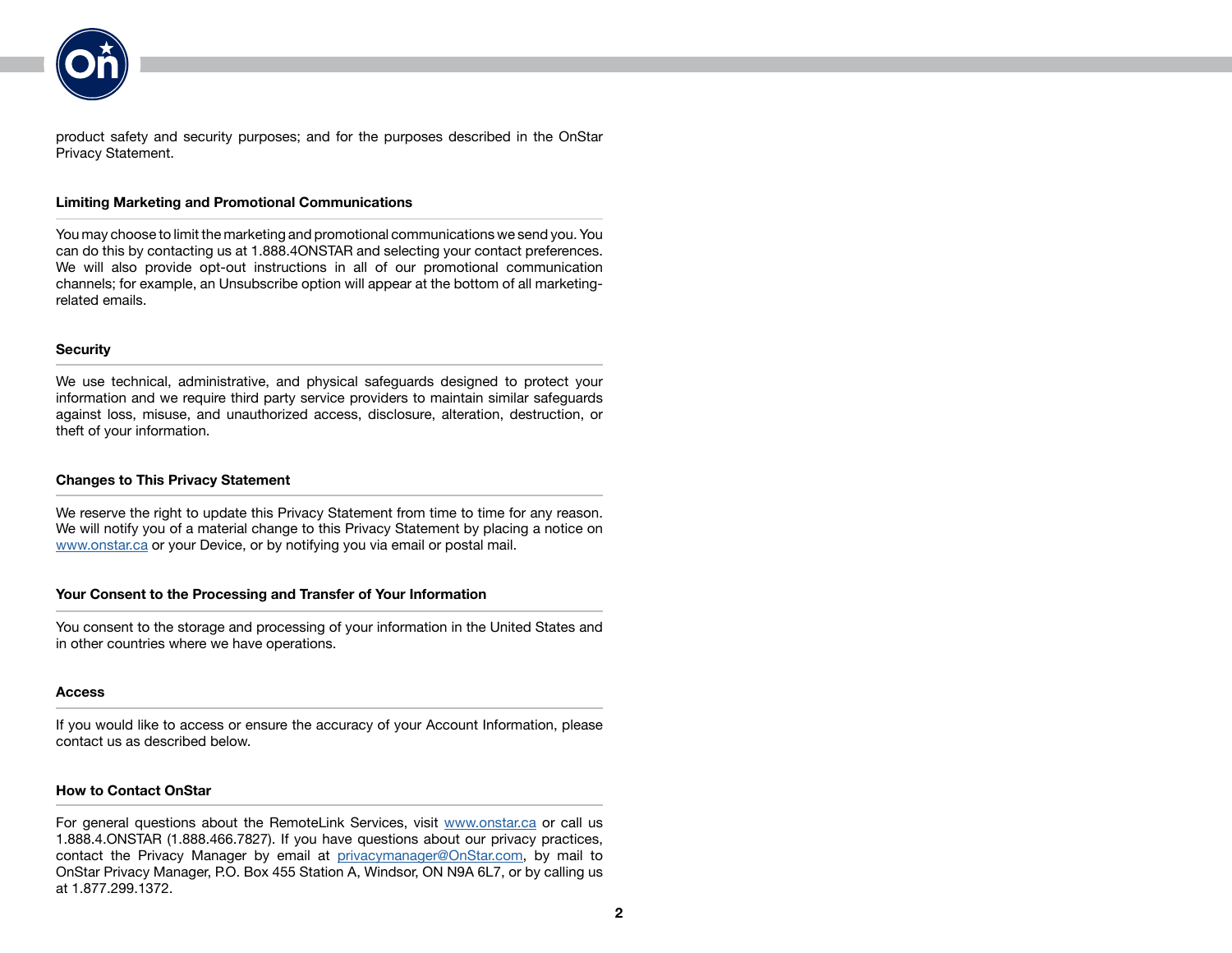product safety and security purposes; and for the purposes described in the OnStar Privacy Statement.

### Limiting Marketing and Promotional Communications

You may choose to limit the marketing and promotional communications we send you. You can do this by contacting us at 1.888.4ONSTAR and selecting your contact preferences. We will also provide opt-out instructions in all of our promotional communication channels; for example, an Unsubscribe option will appear at the bottom of all marketing-related emails.

### Security

We use technical, administrative, and physical safeguards designed to protect your information and we require third party service providers to maintain similar safeguards against loss, misuse, and unauthorized access, disclosure, alteration, destruction, or theft of your information.

### Changes to This Privacy Statement

We reserve the right to update this Privacy Statement from time to time for any reason. We will notify you of a material change to this Privacy Statement by placing a notice on www.onstar.ca or your Device, or by notifying you via email or postal mail.

### Your Consent to the Processing and Transfer of Your Information

You consent to the storage and processing of your information in the United States and in other countries where we have operations.

### Access

If you would like to access or ensure the accuracy of your Account Information, please contact us as described below.

### How to Contact OnStar

For general questions about the RemoteLink Services, visit www.onstar.ca or call us 1.888.4.ONSTAR (1.888.466.7827). If you have questions about our privacy practices, contact the Privacy Manager by email at privacymanager@OnStar.com, by mail to OnStar Privacy Manager, P.O. Box 455 Station A, Windsor, ON N9A 6L7, or by calling us at 1.877.299.1372.